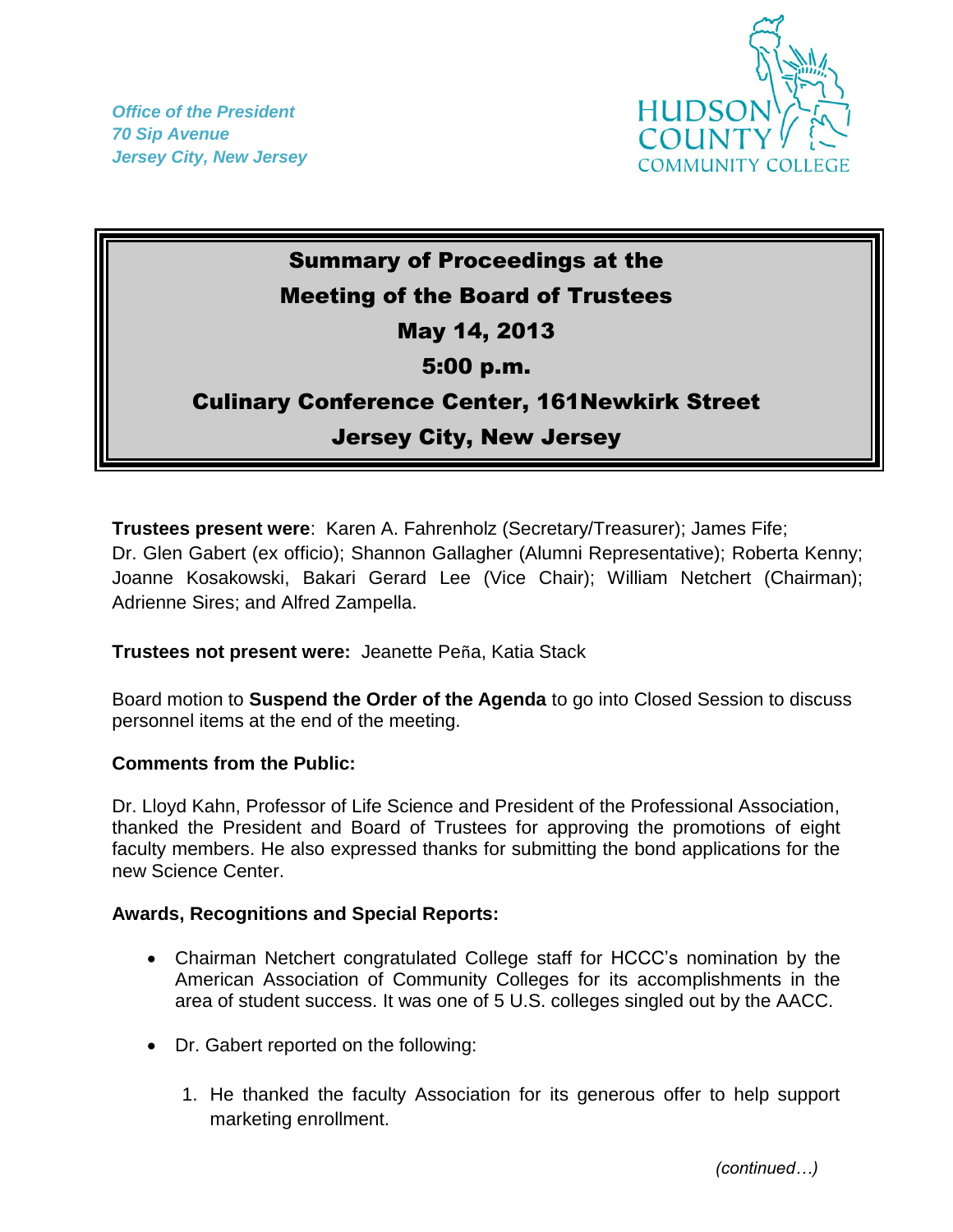*Office of the President*
*70 Sip Avenue*
*Jersey City, New Jersey*

HUDSON COUNTY COMMUNITY COLLEGE

# Summary of Proceedings at the Meeting of the Board of Trustees

## May 14, 2013

## 5:00 p.m.

## Culinary Conference Center, 161Newkirk Street

## Jersey City, New Jersey

**Trustees present were**: Karen A. Fahrenholz (Secretary/Treasurer); James Fife; Dr. Glen Gabert (ex officio); Shannon Gallagher (Alumni Representative); Roberta Kenny; Joanne Kosakowski, Bakari Gerard Lee (Vice Chair); William Netchert (Chairman); Adrienne Sires; and Alfred Zampella.

**Trustees not present were:** Jeanette Peña, Katia Stack

Board motion to **Suspend the Order of the Agenda** to go into Closed Session to discuss personnel items at the end of the meeting.

**Comments from the Public:**

Dr. Lloyd Kahn, Professor of Life Science and President of the Professional Association, thanked the President and Board of Trustees for approving the promotions of eight faculty members. He also expressed thanks for submitting the bond applications for the new Science Center.

**Awards, Recognitions and Special Reports:**

- Chairman Netchert congratulated College staff for HCCC's nomination by the American Association of Community Colleges for its accomplishments in the area of student success. It was one of 5 U.S. colleges singled out by the AACC.

- Dr. Gabert reported on the following:

  1. He thanked the faculty Association for its generous offer to help support marketing enrollment.

*(continued…)*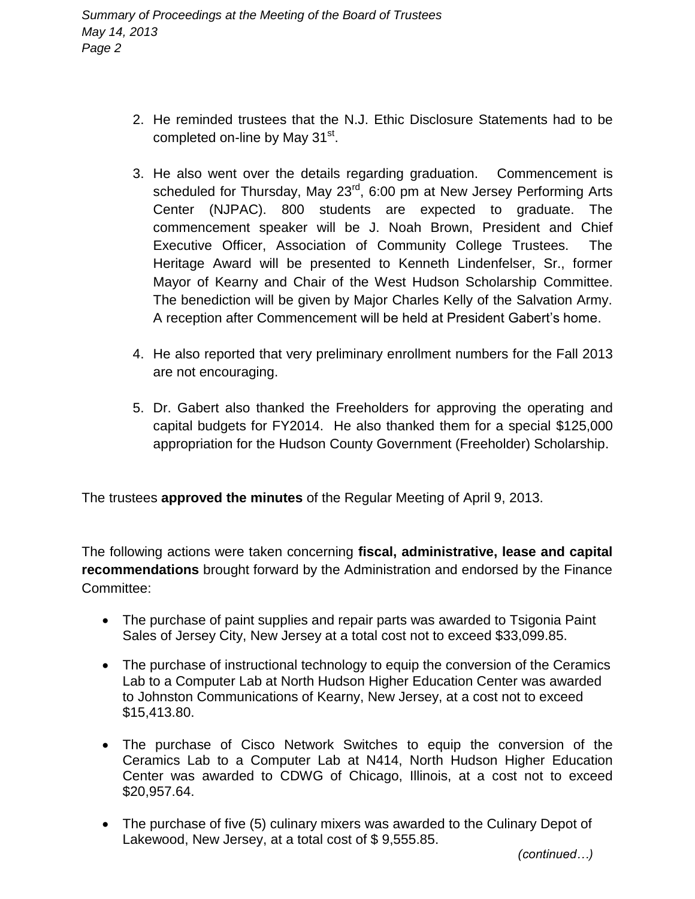2. He reminded trustees that the N.J. Ethic Disclosure Statements had to be completed on-line by May 31st.

3. He also went over the details regarding graduation. Commencement is scheduled for Thursday, May 23rd, 6:00 pm at New Jersey Performing Arts Center (NJPAC). 800 students are expected to graduate. The commencement speaker will be J. Noah Brown, President and Chief Executive Officer, Association of Community College Trustees. The Heritage Award will be presented to Kenneth Lindenfelser, Sr., former Mayor of Kearny and Chair of the West Hudson Scholarship Committee. The benediction will be given by Major Charles Kelly of the Salvation Army. A reception after Commencement will be held at President Gabert's home.

4. He also reported that very preliminary enrollment numbers for the Fall 2013 are not encouraging.

5. Dr. Gabert also thanked the Freeholders for approving the operating and capital budgets for FY2014. He also thanked them for a special $125,000 appropriation for the Hudson County Government (Freeholder) Scholarship.

The trustees **approved the minutes** of the Regular Meeting of April 9, 2013.

The following actions were taken concerning **fiscal, administrative, lease and capital recommendations** brought forward by the Administration and endorsed by the Finance Committee:

- The purchase of paint supplies and repair parts was awarded to Tsigonia Paint Sales of Jersey City, New Jersey at a total cost not to exceed $33,099.85.

- The purchase of instructional technology to equip the conversion of the Ceramics Lab to a Computer Lab at North Hudson Higher Education Center was awarded to Johnston Communications of Kearny, New Jersey, at a cost not to exceed $15,413.80.

- The purchase of Cisco Network Switches to equip the conversion of the Ceramics Lab to a Computer Lab at N414, North Hudson Higher Education Center was awarded to CDWG of Chicago, Illinois, at a cost not to exceed $20,957.64.

- The purchase of five (5) culinary mixers was awarded to the Culinary Depot of Lakewood, New Jersey, at a total cost of $ 9,555.85.

*(continued…)*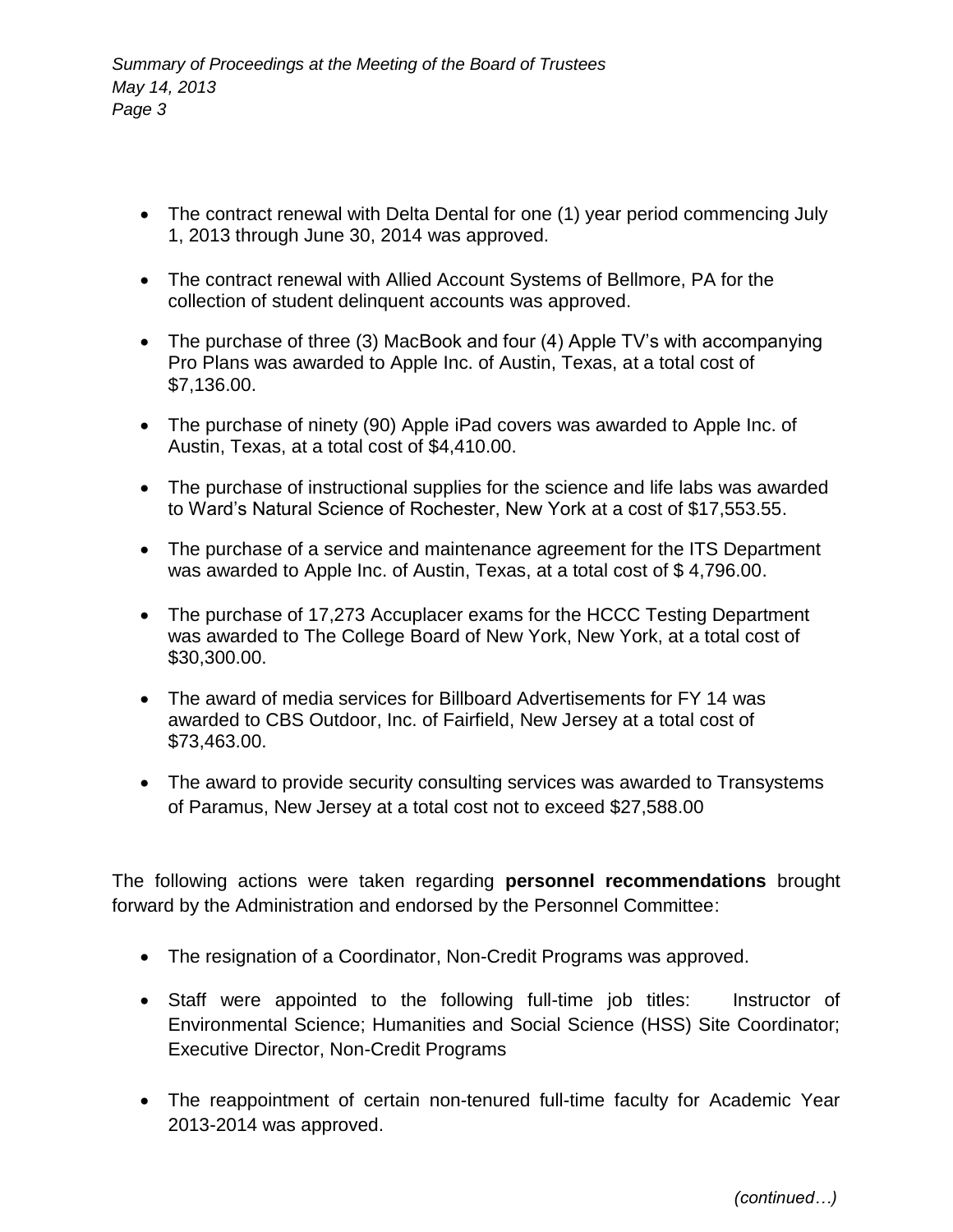- The contract renewal with Delta Dental for one (1) year period commencing July 1, 2013 through June 30, 2014 was approved.
- The contract renewal with Allied Account Systems of Bellmore, PA for the collection of student delinquent accounts was approved.
- The purchase of three (3) MacBook and four (4) Apple TV's with accompanying Pro Plans was awarded to Apple Inc. of Austin, Texas, at a total cost of $7,136.00.
- The purchase of ninety (90) Apple iPad covers was awarded to Apple Inc. of Austin, Texas, at a total cost of $4,410.00.
- The purchase of instructional supplies for the science and life labs was awarded to Ward's Natural Science of Rochester, New York at a cost of $17,553.55.
- The purchase of a service and maintenance agreement for the ITS Department was awarded to Apple Inc. of Austin, Texas, at a total cost of $ 4,796.00.
- The purchase of 17,273 Accuplacer exams for the HCCC Testing Department was awarded to The College Board of New York, New York, at a total cost of $30,300.00.
- The award of media services for Billboard Advertisements for FY 14 was awarded to CBS Outdoor, Inc. of Fairfield, New Jersey at a total cost of $73,463.00.
- The award to provide security consulting services was awarded to Transystems of Paramus, New Jersey at a total cost not to exceed $27,588.00

The following actions were taken regarding **personnel recommendations** brought forward by the Administration and endorsed by the Personnel Committee:

- The resignation of a Coordinator, Non-Credit Programs was approved.
- Staff were appointed to the following full-time job titles: Instructor of Environmental Science; Humanities and Social Science (HSS) Site Coordinator; Executive Director, Non-Credit Programs
- The reappointment of certain non-tenured full-time faculty for Academic Year 2013-2014 was approved.

*(continued…)*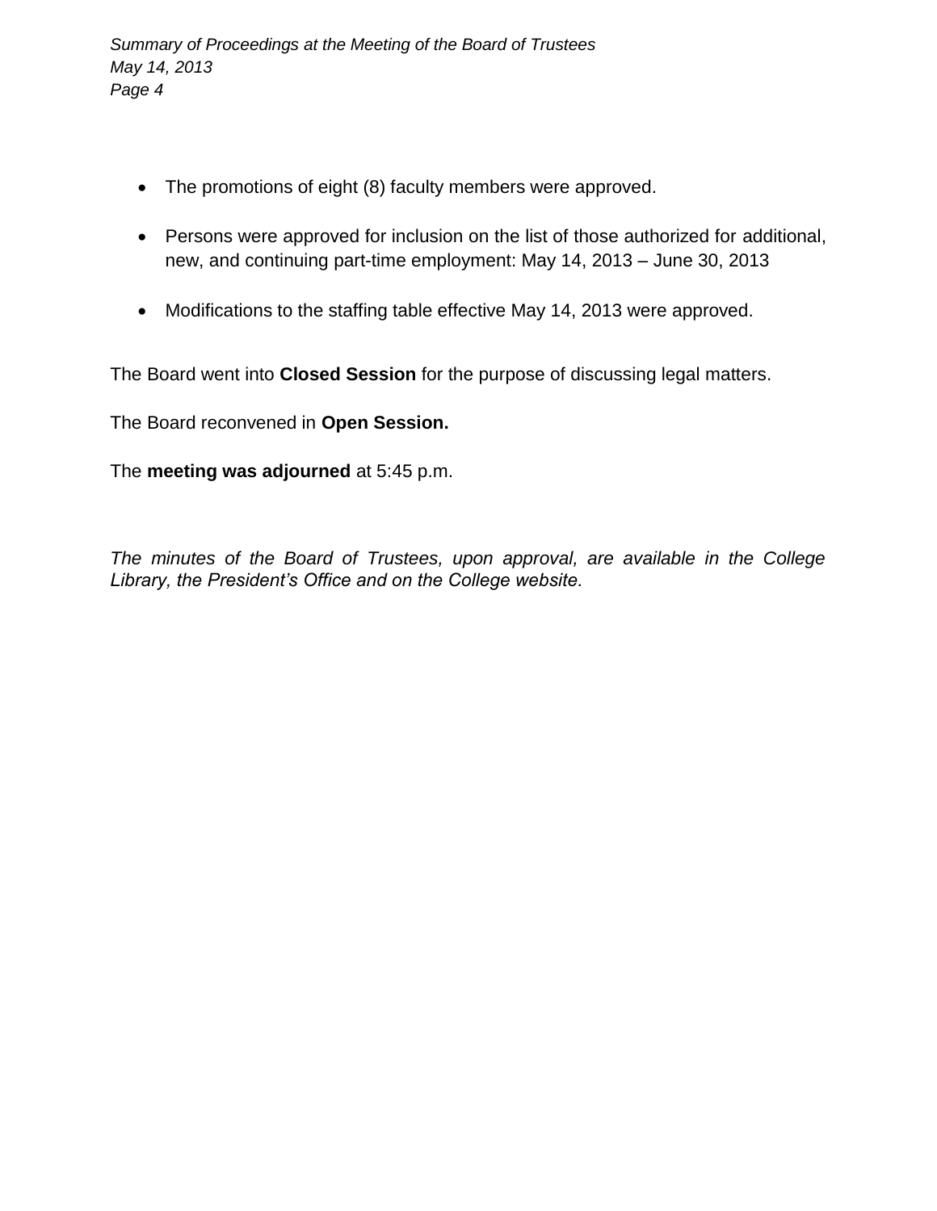- The promotions of eight (8) faculty members were approved.

- Persons were approved for inclusion on the list of those authorized for additional, new, and continuing part-time employment: May 14, 2013 – June 30, 2013

- Modifications to the staffing table effective May 14, 2013 were approved.

The Board went into **Closed Session** for the purpose of discussing legal matters.

The Board reconvened in **Open Session.**

The **meeting was adjourned** at 5:45 p.m.

*The minutes of the Board of Trustees, upon approval, are available in the College Library, the President's Office and on the College website.*